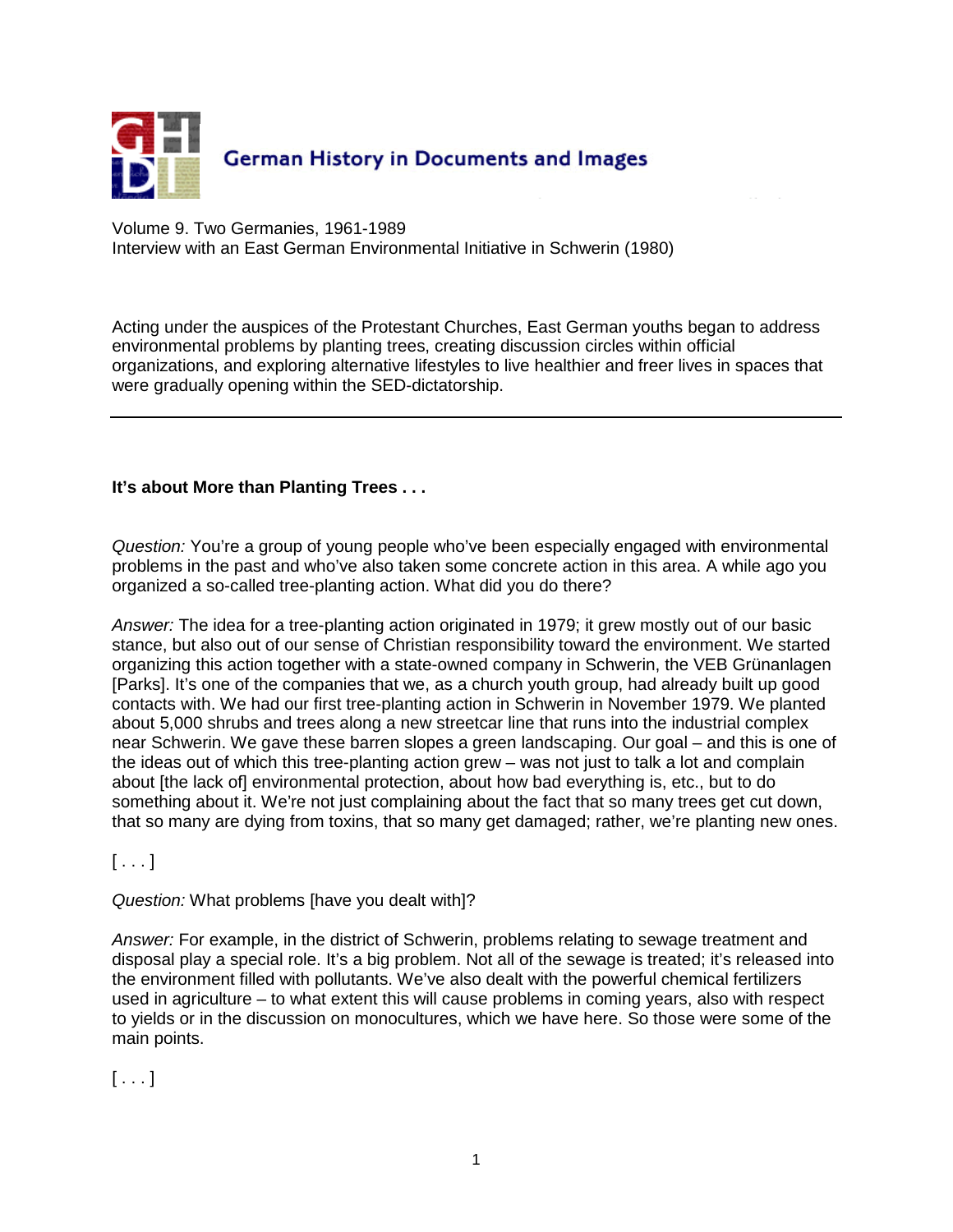German History in Documents and Images

Volume 9. Two Germanies, 1961-1989
Interview with an East German Environmental Initiative in Schwerin (1980)

Acting under the auspices of the Protestant Churches, East German youths began to address environmental problems by planting trees, creating discussion circles within official organizations, and exploring alternative lifestyles to live healthier and freer lives in spaces that were gradually opening within the SED-dictatorship.

---

**It's about More than Planting Trees . . .**

*Question:* You're a group of young people who've been especially engaged with environmental problems in the past and who've also taken some concrete action in this area. A while ago you organized a so-called tree-planting action. What did you do there?

*Answer:* The idea for a tree-planting action originated in 1979; it grew mostly out of our basic stance, but also out of our sense of Christian responsibility toward the environment. We started organizing this action together with a state-owned company in Schwerin, the VEB Grünanlagen [Parks]. It's one of the companies that we, as a church youth group, had already built up good contacts with. We had our first tree-planting action in Schwerin in November 1979. We planted about 5,000 shrubs and trees along a new streetcar line that runs into the industrial complex near Schwerin. We gave these barren slopes a green landscaping. Our goal – and this is one of the ideas out of which this tree-planting action grew – was not just to talk a lot and complain about [the lack of] environmental protection, about how bad everything is, etc., but to do something about it. We're not just complaining about the fact that so many trees get cut down, that so many are dying from toxins, that so many get damaged; rather, we're planting new ones.

[ . . . ]

*Question:* What problems [have you dealt with]?

*Answer:* For example, in the district of Schwerin, problems relating to sewage treatment and disposal play a special role. It's a big problem. Not all of the sewage is treated; it's released into the environment filled with pollutants. We've also dealt with the powerful chemical fertilizers used in agriculture – to what extent this will cause problems in coming years, also with respect to yields or in the discussion on monocultures, which we have here. So those were some of the main points.

[ . . . ]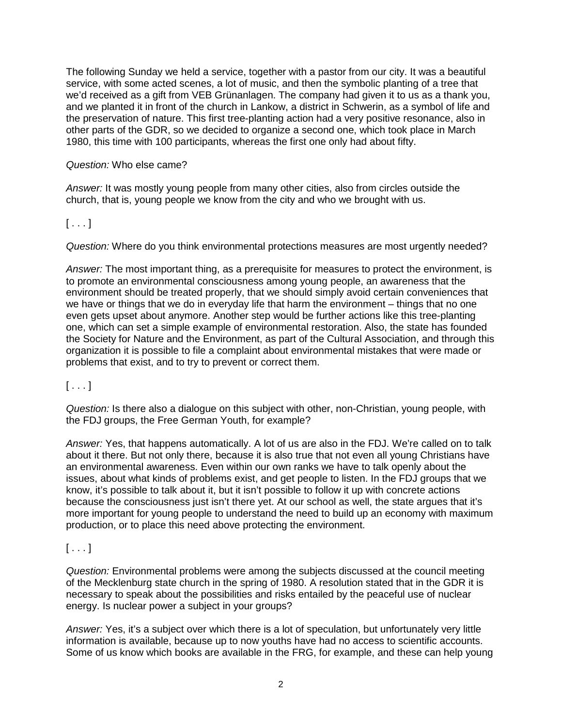The following Sunday we held a service, together with a pastor from our city. It was a beautiful service, with some acted scenes, a lot of music, and then the symbolic planting of a tree that we'd received as a gift from VEB Grünanlagen. The company had given it to us as a thank you, and we planted it in front of the church in Lankow, a district in Schwerin, as a symbol of life and the preservation of nature. This first tree-planting action had a very positive resonance, also in other parts of the GDR, so we decided to organize a second one, which took place in March 1980, this time with 100 participants, whereas the first one only had about fifty.

*Question:* Who else came?

*Answer:* It was mostly young people from many other cities, also from circles outside the church, that is, young people we know from the city and who we brought with us.

[ . . . ]

*Question:* Where do you think environmental protections measures are most urgently needed?

*Answer:* The most important thing, as a prerequisite for measures to protect the environment, is to promote an environmental consciousness among young people, an awareness that the environment should be treated properly, that we should simply avoid certain conveniences that we have or things that we do in everyday life that harm the environment – things that no one even gets upset about anymore. Another step would be further actions like this tree-planting one, which can set a simple example of environmental restoration. Also, the state has founded the Society for Nature and the Environment, as part of the Cultural Association, and through this organization it is possible to file a complaint about environmental mistakes that were made or problems that exist, and to try to prevent or correct them.

[ . . . ]

*Question:* Is there also a dialogue on this subject with other, non-Christian, young people, with the FDJ groups, the Free German Youth, for example?

*Answer:* Yes, that happens automatically. A lot of us are also in the FDJ. We're called on to talk about it there. But not only there, because it is also true that not even all young Christians have an environmental awareness. Even within our own ranks we have to talk openly about the issues, about what kinds of problems exist, and get people to listen. In the FDJ groups that we know, it's possible to talk about it, but it isn't possible to follow it up with concrete actions because the consciousness just isn't there yet. At our school as well, the state argues that it's more important for young people to understand the need to build up an economy with maximum production, or to place this need above protecting the environment.

[ . . . ]

*Question:* Environmental problems were among the subjects discussed at the council meeting of the Mecklenburg state church in the spring of 1980. A resolution stated that in the GDR it is necessary to speak about the possibilities and risks entailed by the peaceful use of nuclear energy. Is nuclear power a subject in your groups?

*Answer:* Yes, it's a subject over which there is a lot of speculation, but unfortunately very little information is available, because up to now youths have had no access to scientific accounts. Some of us know which books are available in the FRG, for example, and these can help young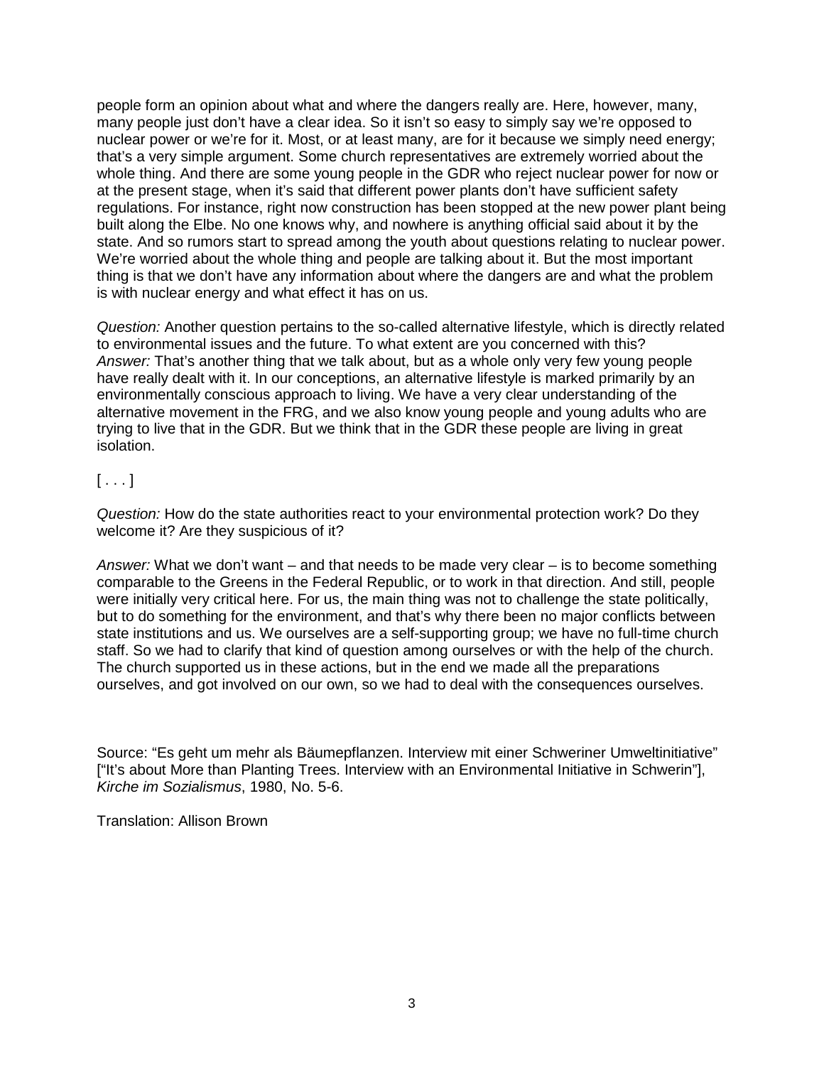people form an opinion about what and where the dangers really are. Here, however, many, many people just don't have a clear idea. So it isn't so easy to simply say we're opposed to nuclear power or we're for it. Most, or at least many, are for it because we simply need energy; that's a very simple argument. Some church representatives are extremely worried about the whole thing. And there are some young people in the GDR who reject nuclear power for now or at the present stage, when it's said that different power plants don't have sufficient safety regulations. For instance, right now construction has been stopped at the new power plant being built along the Elbe. No one knows why, and nowhere is anything official said about it by the state. And so rumors start to spread among the youth about questions relating to nuclear power. We're worried about the whole thing and people are talking about it. But the most important thing is that we don't have any information about where the dangers are and what the problem is with nuclear energy and what effect it has on us.

*Question:* Another question pertains to the so-called alternative lifestyle, which is directly related to environmental issues and the future. To what extent are you concerned with this?
*Answer:* That's another thing that we talk about, but as a whole only very few young people have really dealt with it. In our conceptions, an alternative lifestyle is marked primarily by an environmentally conscious approach to living. We have a very clear understanding of the alternative movement in the FRG, and we also know young people and young adults who are trying to live that in the GDR. But we think that in the GDR these people are living in great isolation.

[ . . . ]

*Question:* How do the state authorities react to your environmental protection work? Do they welcome it? Are they suspicious of it?

*Answer:* What we don't want – and that needs to be made very clear – is to become something comparable to the Greens in the Federal Republic, or to work in that direction. And still, people were initially very critical here. For us, the main thing was not to challenge the state politically, but to do something for the environment, and that's why there been no major conflicts between state institutions and us. We ourselves are a self-supporting group; we have no full-time church staff. So we had to clarify that kind of question among ourselves or with the help of the church. The church supported us in these actions, but in the end we made all the preparations ourselves, and got involved on our own, so we had to deal with the consequences ourselves.

Source: "Es geht um mehr als Bäumepflanzen. Interview mit einer Schweriner Umweltinitiative" ["It's about More than Planting Trees. Interview with an Environmental Initiative in Schwerin"], *Kirche im Sozialismus*, 1980, No. 5-6.

Translation: Allison Brown